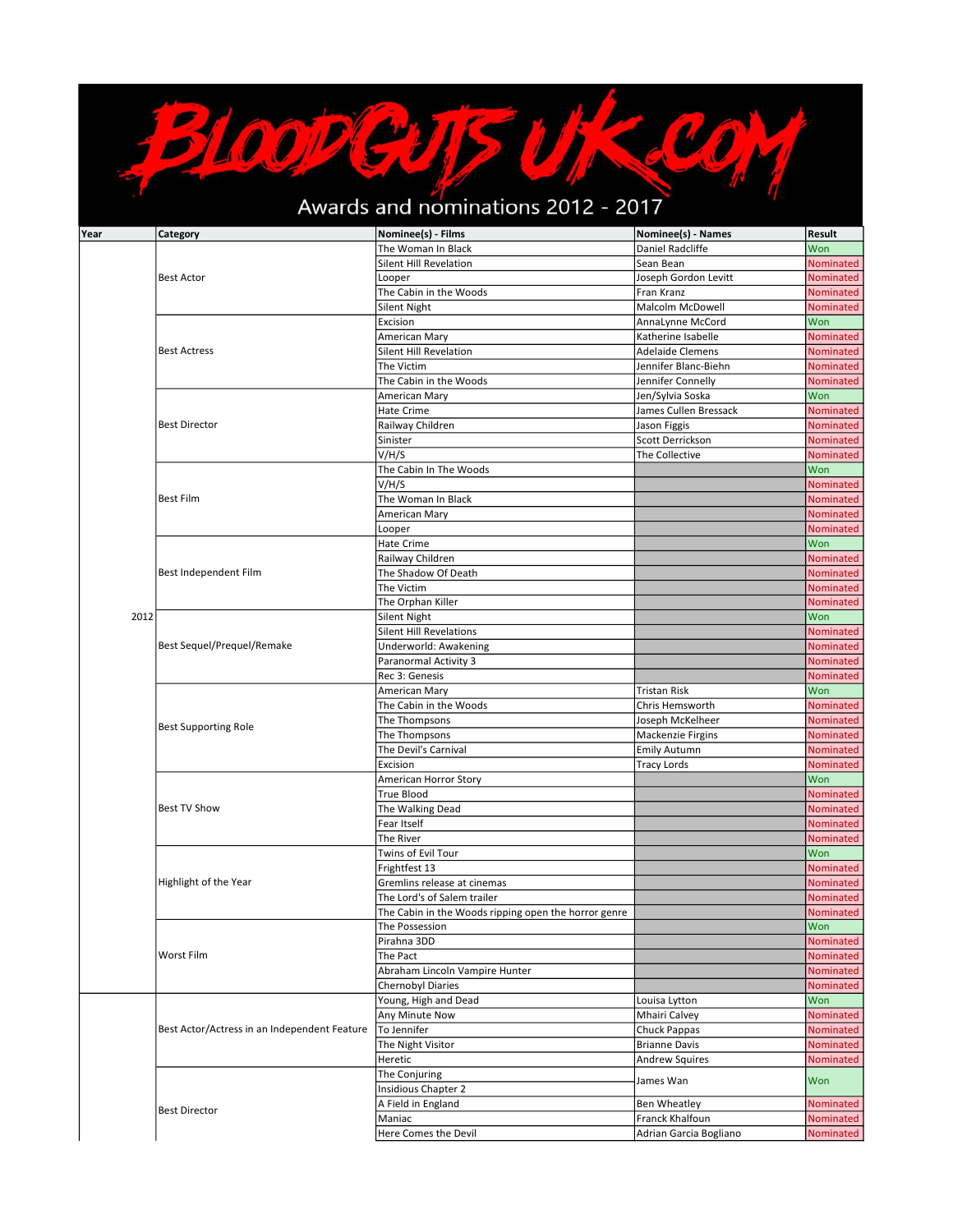# BloodGutsUK.com

## Awards and nominations 2012 - 2017

| Year | Category | Nominee(s) - Films | Nominee(s) - Names | Result |
|---|---|---|---|---|
| 2012 | Best Actor | The Woman In Black | Daniel Radcliffe | Won |
| | | Silent Hill Revelation | Sean Bean | Nominated |
| | | Looper | Joseph Gordon Levitt | Nominated |
| | | The Cabin in the Woods | Fran Kranz | Nominated |
| | | Silent Night | Malcolm McDowell | Nominated |
| | Best Actress | Excision | AnnaLynne McCord | Won |
| | | American Mary | Katherine Isabelle | Nominated |
| | | Silent Hill Revelation | Adelaide Clemens | Nominated |
| | | The Victim | Jennifer Blanc-Biehn | Nominated |
| | | The Cabin in the Woods | Jennifer Connelly | Nominated |
| | Best Director | American Mary | Jen/Sylvia Soska | Won |
| | | Hate Crime | James Cullen Bressack | Nominated |
| | | Railway Children | Jason Figgis | Nominated |
| | | Sinister | Scott Derrickson | Nominated |
| | | V/H/S | The Collective | Nominated |
| | Best Film | The Cabin In The Woods | | Won |
| | | V/H/S | | Nominated |
| | | The Woman In Black | | Nominated |
| | | American Mary | | Nominated |
| | | Looper | | Nominated |
| | Best Independent Film | Hate Crime | | Won |
| | | Railway Children | | Nominated |
| | | The Shadow Of Death | | Nominated |
| | | The Victim | | Nominated |
| | | The Orphan Killer | | Nominated |
| | Best Sequel/Prequel/Remake | Silent Night | | Won |
| | | Silent Hill Revelations | | Nominated |
| | | Underworld: Awakening | | Nominated |
| | | Paranormal Activity 3 | | Nominated |
| | | Rec 3: Genesis | | Nominated |
| | Best Supporting Role | American Mary | Tristan Risk | Won |
| | | The Cabin in the Woods | Chris Hemsworth | Nominated |
| | | The Thompsons | Joseph McKelheer | Nominated |
| | | The Thompsons | Mackenzie Firgins | Nominated |
| | | The Devil's Carnival | Emily Autumn | Nominated |
| | | Excision | Tracy Lords | Nominated |
| | Best TV Show | American Horror Story | | Won |
| | | True Blood | | Nominated |
| | | The Walking Dead | | Nominated |
| | | Fear Itself | | Nominated |
| | | The River | | Nominated |
| | Highlight of the Year | Twins of Evil Tour | | Won |
| | | Frightfest 13 | | Nominated |
| | | Gremlins release at cinemas | | Nominated |
| | | The Lord's of Salem trailer | | Nominated |
| | | The Cabin in the Woods ripping open the horror genre | | Nominated |
| | Worst Film | The Possession | | Won |
| | | Pirahna 3DD | | Nominated |
| | | The Pact | | Nominated |
| | | Abraham Lincoln Vampire Hunter | | Nominated |
| | | Chernobyl Diaries | | Nominated |
| | Best Actor/Actress in an Independent Feature | Young, High and Dead | Louisa Lytton | Won |
| | | Any Minute Now | Mhairi Calvey | Nominated |
| | | To Jennifer | Chuck Pappas | Nominated |
| | | The Night Visitor | Brianne Davis | Nominated |
| | | Heretic | Andrew Squires | Nominated |
| | Best Director | The Conjuring / Insidious Chapter 2 | James Wan | Won |
| | | A Field in England | Ben Wheatley | Nominated |
| | | Maniac | Franck Khalfoun | Nominated |
| | | Here Comes the Devil | Adrian Garcia Bogliano | Nominated |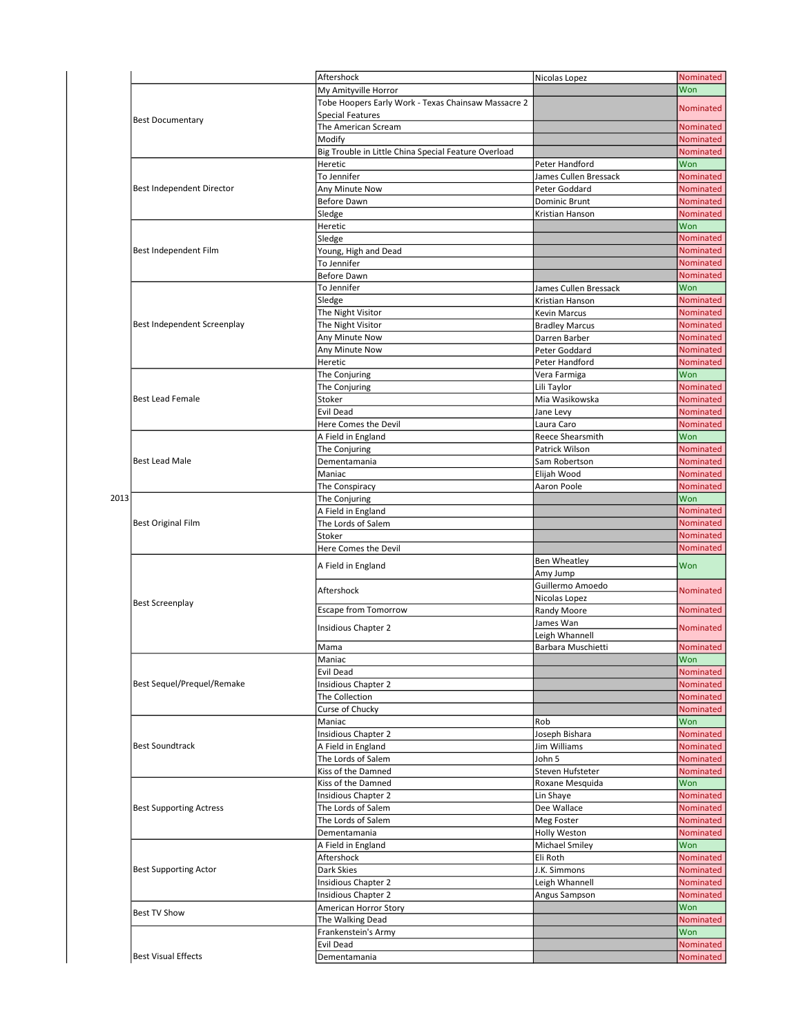| Year | Category | Work | Nominee | Result |
|---|---|---|---|---|
| | | Aftershock | Nicolas Lopez | Nominated |
| | Best Documentary | My Amityville Horror | | Won |
| | | Tobe Hoopers Early Work - Texas Chainsaw Massacre 2 Special Features | | Nominated |
| | | The American Scream | | Nominated |
| | | Modify | | Nominated |
| | | Big Trouble in Little China Special Feature Overload | | Nominated |
| | Best Independent Director | Heretic | Peter Handford | Won |
| | | To Jennifer | James Cullen Bressack | Nominated |
| | | Any Minute Now | Peter Goddard | Nominated |
| | | Before Dawn | Dominic Brunt | Nominated |
| | | Sledge | Kristian Hanson | Nominated |
| | Best Independent Film | Heretic | | Won |
| | | Sledge | | Nominated |
| | | Young, High and Dead | | Nominated |
| | | To Jennifer | | Nominated |
| | | Before Dawn | | Nominated |
| | Best Independent Screenplay | To Jennifer | James Cullen Bressack | Won |
| | | Sledge | Kristian Hanson | Nominated |
| | | The Night Visitor | Kevin Marcus | Nominated |
| | | The Night Visitor | Bradley Marcus | Nominated |
| | | Any Minute Now | Darren Barber | Nominated |
| | | Any Minute Now | Peter Goddard | Nominated |
| | | Heretic | Peter Handford | Nominated |
| | Best Lead Female | The Conjuring | Vera Farmiga | Won |
| | | The Conjuring | Lili Taylor | Nominated |
| | | Stoker | Mia Wasikowska | Nominated |
| | | Evil Dead | Jane Levy | Nominated |
| | | Here Comes the Devil | Laura Caro | Nominated |
| | Best Lead Male | A Field in England | Reece Shearsmith | Won |
| | | The Conjuring | Patrick Wilson | Nominated |
| | | Dementamania | Sam Robertson | Nominated |
| | | Maniac | Elijah Wood | Nominated |
| | | The Conspiracy | Aaron Poole | Nominated |
| 2013 | Best Original Film | The Conjuring | | Won |
| | | A Field in England | | Nominated |
| | | The Lords of Salem | | Nominated |
| | | Stoker | | Nominated |
| | | Here Comes the Devil | | Nominated |
| | Best Screenplay | A Field in England | Ben Wheatley<br>Amy Jump | Won |
| | | Aftershock | Guillermo Amoedo<br>Nicolas Lopez | Nominated |
| | | Escape from Tomorrow | Randy Moore | Nominated |
| | | Insidious Chapter 2 | James Wan<br>Leigh Whannell | Nominated |
| | | Mama | Barbara Muschietti | Nominated |
| | Best Sequel/Prequel/Remake | Maniac | | Won |
| | | Evil Dead | | Nominated |
| | | Insidious Chapter 2 | | Nominated |
| | | The Collection | | Nominated |
| | | Curse of Chucky | | Nominated |
| | Best Soundtrack | Maniac | Rob | Won |
| | | Insidious Chapter 2 | Joseph Bishara | Nominated |
| | | A Field in England | Jim Williams | Nominated |
| | | The Lords of Salem | John 5 | Nominated |
| | | Kiss of the Damned | Steven Hufsteter | Nominated |
| | Best Supporting Actress | Kiss of the Damned | Roxane Mesquida | Won |
| | | Insidious Chapter 2 | Lin Shaye | Nominated |
| | | The Lords of Salem | Dee Wallace | Nominated |
| | | The Lords of Salem | Meg Foster | Nominated |
| | | Dementamania | Holly Weston | Nominated |
| | Best Supporting Actor | A Field in England | Michael Smiley | Won |
| | | Aftershock | Eli Roth | Nominated |
| | | Dark Skies | J.K. Simmons | Nominated |
| | | Insidious Chapter 2 | Leigh Whannell | Nominated |
| | | Insidious Chapter 2 | Angus Sampson | Nominated |
| | Best TV Show | American Horror Story | | Won |
| | | The Walking Dead | | Nominated |
| | Best Visual Effects | Frankenstein's Army | | Won |
| | | Evil Dead | | Nominated |
| | | Dementamania | | Nominated |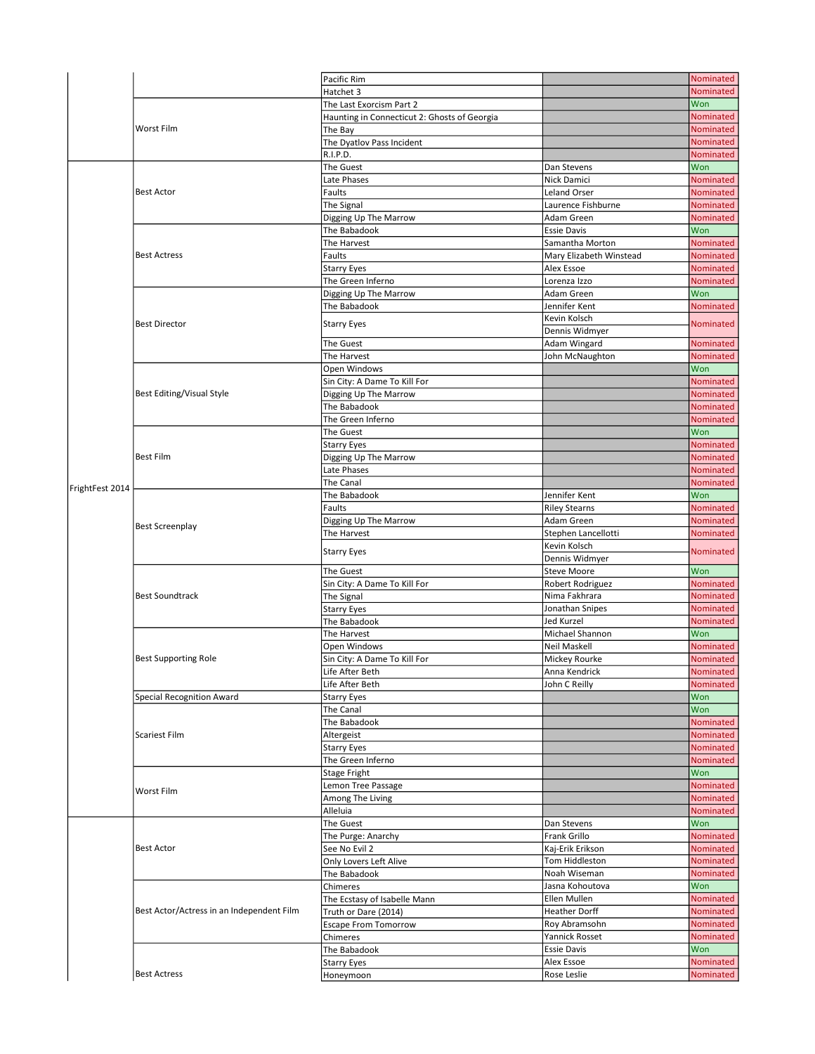| Event | Category | Film | Nominee | Result |
|---|---|---|---|---|
| | | Pacific Rim | | Nominated |
| | | Hatchet 3 | | Nominated |
| | Worst Film | The Last Exorcism Part 2 | | Won |
| | | Haunting in Connecticut 2: Ghosts of Georgia | | Nominated |
| | | The Bay | | Nominated |
| | | The Dyatlov Pass Incident | | Nominated |
| | | R.I.P.D. | | Nominated |
| FrightFest 2014 | Best Actor | The Guest | Dan Stevens | Won |
| | | Late Phases | Nick Damici | Nominated |
| | | Faults | Leland Orser | Nominated |
| | | The Signal | Laurence Fishburne | Nominated |
| | | Digging Up The Marrow | Adam Green | Nominated |
| | Best Actress | The Babadook | Essie Davis | Won |
| | | The Harvest | Samantha Morton | Nominated |
| | | Faults | Mary Elizabeth Winstead | Nominated |
| | | Starry Eyes | Alex Essoe | Nominated |
| | | The Green Inferno | Lorenza Izzo | Nominated |
| | Best Director | Digging Up The Marrow | Adam Green | Won |
| | | The Babadook | Jennifer Kent | Nominated |
| | | Starry Eyes | Kevin Kolsch<br>Dennis Widmyer | Nominated |
| | | The Guest | Adam Wingard | Nominated |
| | | The Harvest | John McNaughton | Nominated |
| | Best Editing/Visual Style | Open Windows | | Won |
| | | Sin City: A Dame To Kill For | | Nominated |
| | | Digging Up The Marrow | | Nominated |
| | | The Babadook | | Nominated |
| | | The Green Inferno | | Nominated |
| | Best Film | The Guest | | Won |
| | | Starry Eyes | | Nominated |
| | | Digging Up The Marrow | | Nominated |
| | | Late Phases | | Nominated |
| | | The Canal | | Nominated |
| | Best Screenplay | The Babadook | Jennifer Kent | Won |
| | | Faults | Riley Stearns | Nominated |
| | | Digging Up The Marrow | Adam Green | Nominated |
| | | The Harvest | Stephen Lancellotti | Nominated |
| | | Starry Eyes | Kevin Kolsch<br>Dennis Widmyer | Nominated |
| | Best Soundtrack | The Guest | Steve Moore | Won |
| | | Sin City: A Dame To Kill For | Robert Rodriguez | Nominated |
| | | The Signal | Nima Fakhrara | Nominated |
| | | Starry Eyes | Jonathan Snipes | Nominated |
| | | The Babadook | Jed Kurzel | Nominated |
| | Best Supporting Role | The Harvest | Michael Shannon | Won |
| | | Open Windows | Neil Maskell | Nominated |
| | | Sin City: A Dame To Kill For | Mickey Rourke | Nominated |
| | | Life After Beth | Anna Kendrick | Nominated |
| | | Life After Beth | John C Reilly | Nominated |
| | Special Recognition Award | Starry Eyes | | Won |
| | Scariest Film | The Canal | | Won |
| | | The Babadook | | Nominated |
| | | Altergeist | | Nominated |
| | | Starry Eyes | | Nominated |
| | | The Green Inferno | | Nominated |
| | Worst Film | Stage Fright | | Won |
| | | Lemon Tree Passage | | Nominated |
| | | Among The Living | | Nominated |
| | | Alleluia | | Nominated |
| | Best Actor | The Guest | Dan Stevens | Won |
| | | The Purge: Anarchy | Frank Grillo | Nominated |
| | | See No Evil 2 | Kaj-Erik Erikson | Nominated |
| | | Only Lovers Left Alive | Tom Hiddleston | Nominated |
| | | The Babadook | Noah Wiseman | Nominated |
| | Best Actor/Actress in an Independent Film | Chimeres | Jasna Kohoutova | Won |
| | | The Ecstasy of Isabelle Mann | Ellen Mullen | Nominated |
| | | Truth or Dare (2014) | Heather Dorff | Nominated |
| | | Escape From Tomorrow | Roy Abramsohn | Nominated |
| | | Chimeres | Yannick Rosset | Nominated |
| | Best Actress | The Babadook | Essie Davis | Won |
| | | Starry Eyes | Alex Essoe | Nominated |
| | | Honeymoon | Rose Leslie | Nominated |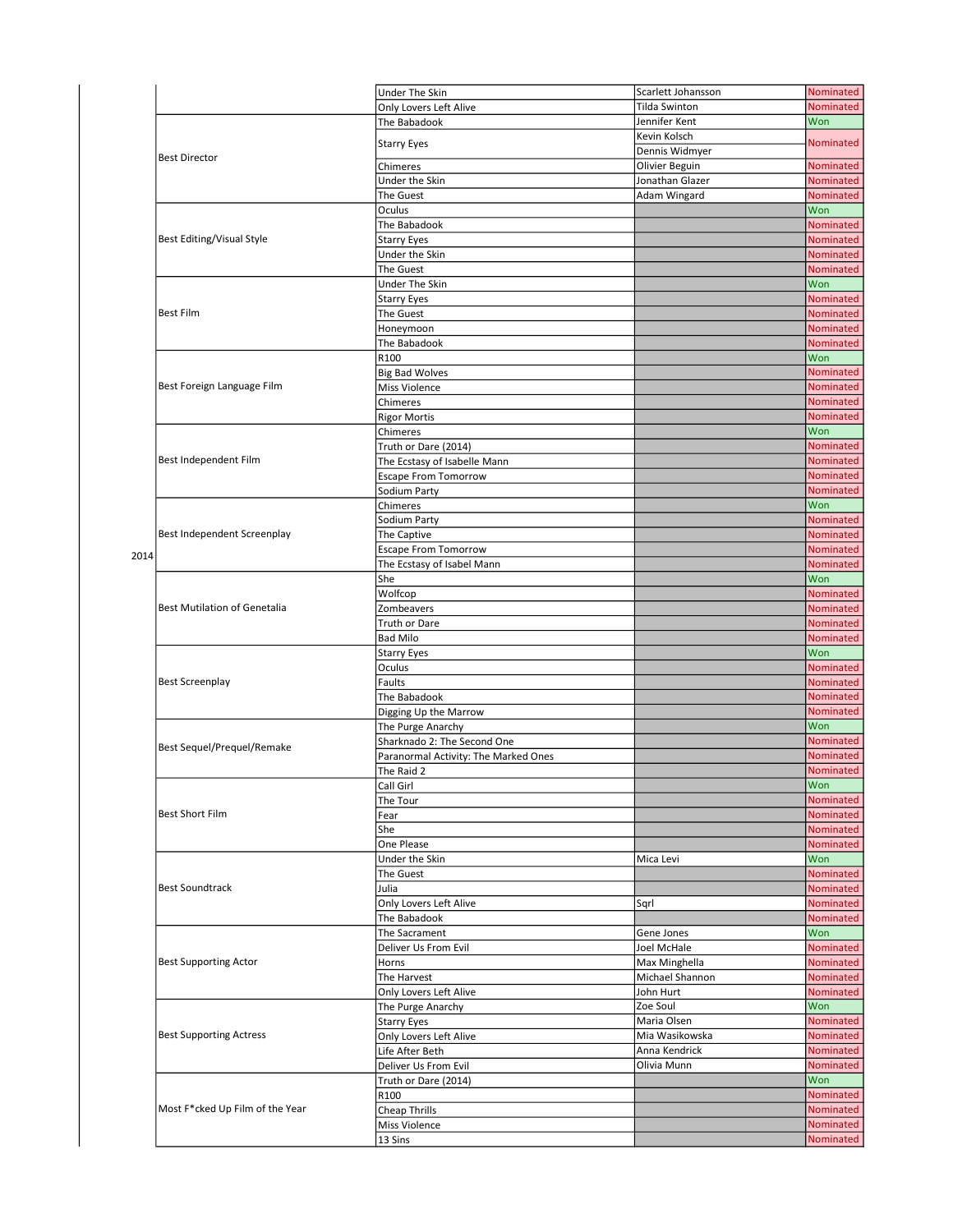| Year | Category | Film | Nominee | Result |
|---|---|---|---|---|
| | | Under The Skin | Scarlett Johansson | Nominated |
| | | Only Lovers Left Alive | Tilda Swinton | Nominated |
| | Best Director | The Babadook | Jennifer Kent | Won |
| | | Starry Eyes | Kevin Kolsch<br>Dennis Widmyer | Nominated |
| | | Chimeres | Olivier Beguin | Nominated |
| | | Under the Skin | Jonathan Glazer | Nominated |
| | | The Guest | Adam Wingard | Nominated |
| | Best Editing/Visual Style | Oculus | | Won |
| | | The Babadook | | Nominated |
| | | Starry Eyes | | Nominated |
| | | Under the Skin | | Nominated |
| | | The Guest | | Nominated |
| | Best Film | Under The Skin | | Won |
| | | Starry Eyes | | Nominated |
| | | The Guest | | Nominated |
| | | Honeymoon | | Nominated |
| | | The Babadook | | Nominated |
| | Best Foreign Language Film | R100 | | Won |
| | | Big Bad Wolves | | Nominated |
| | | Miss Violence | | Nominated |
| | | Chimeres | | Nominated |
| | | Rigor Mortis | | Nominated |
| | Best Independent Film | Chimeres | | Won |
| | | Truth or Dare (2014) | | Nominated |
| | | The Ecstasy of Isabelle Mann | | Nominated |
| | | Escape From Tomorrow | | Nominated |
| | | Sodium Party | | Nominated |
| 2014 | Best Independent Screenplay | Chimeres | | Won |
| | | Sodium Party | | Nominated |
| | | The Captive | | Nominated |
| | | Escape From Tomorrow | | Nominated |
| | | The Ecstasy of Isabel Mann | | Nominated |
| | Best Mutilation of Genetalia | She | | Won |
| | | Wolfcop | | Nominated |
| | | Zombeavers | | Nominated |
| | | Truth or Dare | | Nominated |
| | | Bad Milo | | Nominated |
| | Best Screenplay | Starry Eyes | | Won |
| | | Oculus | | Nominated |
| | | Faults | | Nominated |
| | | The Babadook | | Nominated |
| | | Digging Up the Marrow | | Nominated |
| | Best Sequel/Prequel/Remake | The Purge Anarchy | | Won |
| | | Sharknado 2: The Second One | | Nominated |
| | | Paranormal Activity: The Marked Ones | | Nominated |
| | | The Raid 2 | | Nominated |
| | Best Short Film | Call Girl | | Won |
| | | The Tour | | Nominated |
| | | Fear | | Nominated |
| | | She | | Nominated |
| | | One Please | | Nominated |
| | Best Soundtrack | Under the Skin | Mica Levi | Won |
| | | The Guest | | Nominated |
| | | Julia | | Nominated |
| | | Only Lovers Left Alive | Sqrl | Nominated |
| | | The Babadook | | Nominated |
| | Best Supporting Actor | The Sacrament | Gene Jones | Won |
| | | Deliver Us From Evil | Joel McHale | Nominated |
| | | Horns | Max Minghella | Nominated |
| | | The Harvest | Michael Shannon | Nominated |
| | | Only Lovers Left Alive | John Hurt | Nominated |
| | Best Supporting Actress | The Purge Anarchy | Zoe Soul | Won |
| | | Starry Eyes | Maria Olsen | Nominated |
| | | Only Lovers Left Alive | Mia Wasikowska | Nominated |
| | | Life After Beth | Anna Kendrick | Nominated |
| | | Deliver Us From Evil | Olivia Munn | Nominated |
| | Most F*cked Up Film of the Year | Truth or Dare (2014) | | Won |
| | | R100 | | Nominated |
| | | Cheap Thrills | | Nominated |
| | | Miss Violence | | Nominated |
| | | 13 Sins | | Nominated |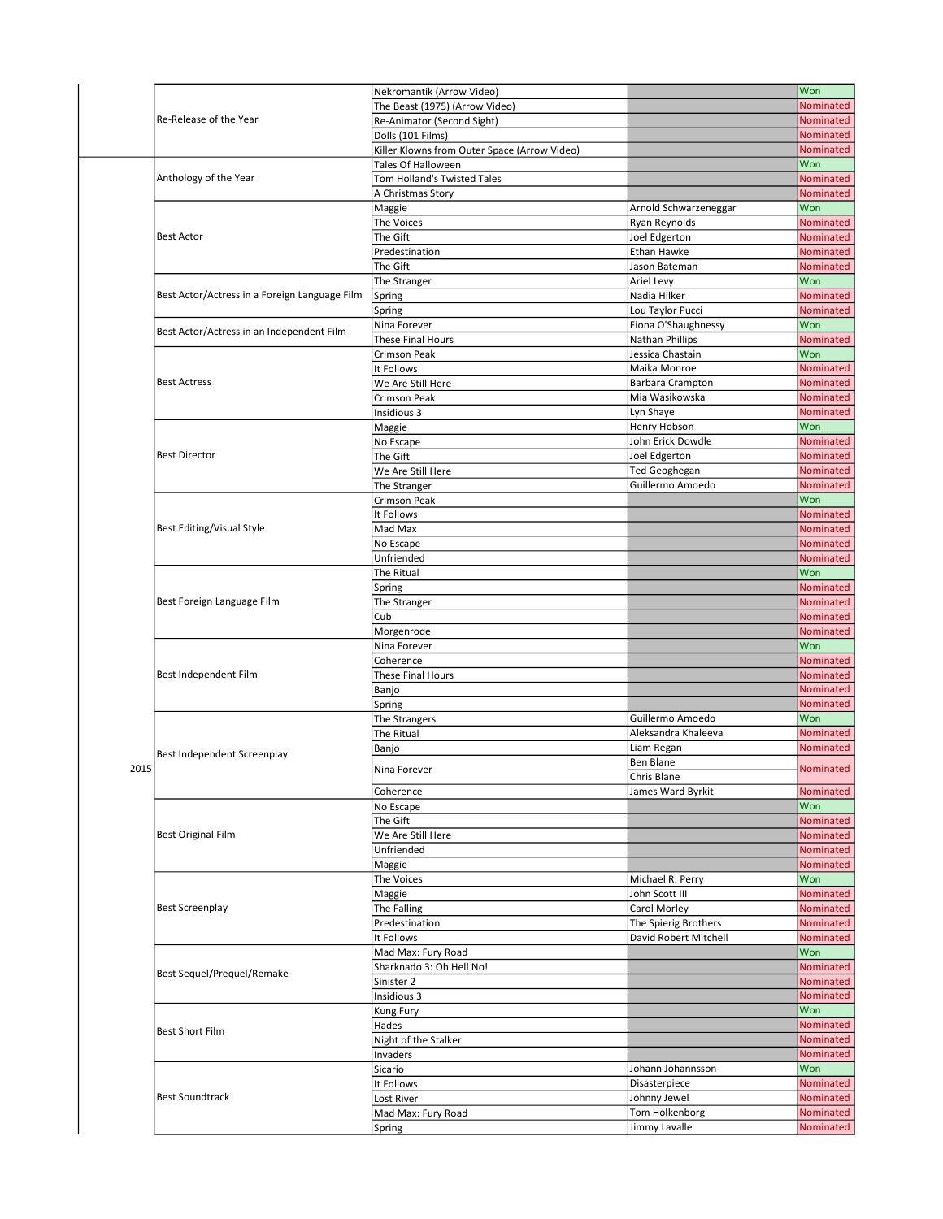| Year | Category | Nominee | Recipient | Result |
|---|---|---|---|---|
| | Re-Release of the Year | Nekromantik (Arrow Video) | | Won |
| | | The Beast (1975) (Arrow Video) | | Nominated |
| | | Re-Animator (Second Sight) | | Nominated |
| | | Dolls (101 Films) | | Nominated |
| | | Killer Klowns from Outer Space (Arrow Video) | | Nominated |
| 2015 | Anthology of the Year | Tales Of Halloween | | Won |
| | | Tom Holland's Twisted Tales | | Nominated |
| | | A Christmas Story | | Nominated |
| | Best Actor | Maggie | Arnold Schwarzeneggar | Won |
| | | The Voices | Ryan Reynolds | Nominated |
| | | The Gift | Joel Edgerton | Nominated |
| | | Predestination | Ethan Hawke | Nominated |
| | | The Gift | Jason Bateman | Nominated |
| | Best Actor/Actress in a Foreign Language Film | The Stranger | Ariel Levy | Won |
| | | Spring | Nadia Hilker | Nominated |
| | | Spring | Lou Taylor Pucci | Nominated |
| | Best Actor/Actress in an Independent Film | Nina Forever | Fiona O'Shaughnessy | Won |
| | | These Final Hours | Nathan Phillips | Nominated |
| | Best Actress | Crimson Peak | Jessica Chastain | Won |
| | | It Follows | Maika Monroe | Nominated |
| | | We Are Still Here | Barbara Crampton | Nominated |
| | | Crimson Peak | Mia Wasikowska | Nominated |
| | | Insidious 3 | Lyn Shaye | Nominated |
| | Best Director | Maggie | Henry Hobson | Won |
| | | No Escape | John Erick Dowdle | Nominated |
| | | The Gift | Joel Edgerton | Nominated |
| | | We Are Still Here | Ted Geoghegan | Nominated |
| | | The Stranger | Guillermo Amoedo | Nominated |
| | Best Editing/Visual Style | Crimson Peak | | Won |
| | | It Follows | | Nominated |
| | | Mad Max | | Nominated |
| | | No Escape | | Nominated |
| | | Unfriended | | Nominated |
| | Best Foreign Language Film | The Ritual | | Won |
| | | Spring | | Nominated |
| | | The Stranger | | Nominated |
| | | Cub | | Nominated |
| | | Morgenrode | | Nominated |
| | Best Independent Film | Nina Forever | | Won |
| | | Coherence | | Nominated |
| | | These Final Hours | | Nominated |
| | | Banjo | | Nominated |
| | | Spring | | Nominated |
| | Best Independent Screenplay | The Strangers | Guillermo Amoedo | Won |
| | | The Ritual | Aleksandra Khaleeva | Nominated |
| | | Banjo | Liam Regan | Nominated |
| | | Nina Forever | Ben Blane<br>Chris Blane | Nominated |
| | | Coherence | James Ward Byrkit | Nominated |
| | Best Original Film | No Escape | | Won |
| | | The Gift | | Nominated |
| | | We Are Still Here | | Nominated |
| | | Unfriended | | Nominated |
| | | Maggie | | Nominated |
| | Best Screenplay | The Voices | Michael R. Perry | Won |
| | | Maggie | John Scott III | Nominated |
| | | The Falling | Carol Morley | Nominated |
| | | Predestination | The Spierig Brothers | Nominated |
| | | It Follows | David Robert Mitchell | Nominated |
| | Best Sequel/Prequel/Remake | Mad Max: Fury Road | | Won |
| | | Sharknado 3: Oh Hell No! | | Nominated |
| | | Sinister 2 | | Nominated |
| | | Insidious 3 | | Nominated |
| | Best Short Film | Kung Fury | | Won |
| | | Hades | | Nominated |
| | | Night of the Stalker | | Nominated |
| | | Invaders | | Nominated |
| | Best Soundtrack | Sicario | Johann Johannsson | Won |
| | | It Follows | Disasterpiece | Nominated |
| | | Lost River | Johnny Jewel | Nominated |
| | | Mad Max: Fury Road | Tom Holkenborg | Nominated |
| | | Spring | Jimmy Lavalle | Nominated |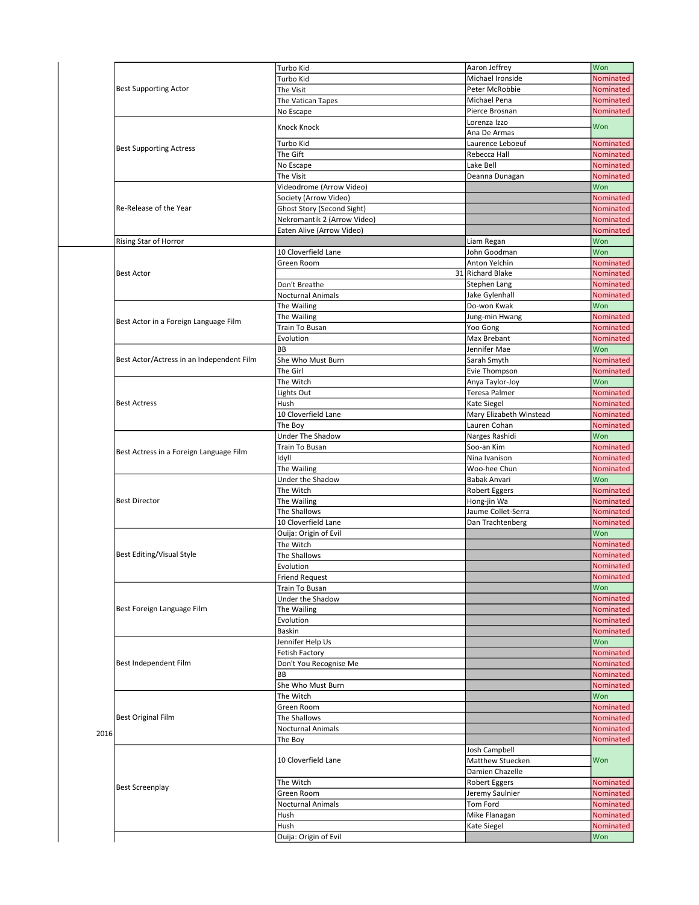| Year | Category | Film | Nominee | Result |
|---|---|---|---|---|
| | Best Supporting Actor | Turbo Kid | Aaron Jeffrey | Won |
| | | Turbo Kid | Michael Ironside | Nominated |
| | | The Visit | Peter McRobbie | Nominated |
| | | The Vatican Tapes | Michael Pena | Nominated |
| | | No Escape | Pierce Brosnan | Nominated |
| | Best Supporting Actress | Knock Knock | Lorenza Izzo<br>Ana De Armas | Won |
| | | Turbo Kid | Laurence Leboeuf | Nominated |
| | | The Gift | Rebecca Hall | Nominated |
| | | No Escape | Lake Bell | Nominated |
| | | The Visit | Deanna Dunagan | Nominated |
| | Re-Release of the Year | Videodrome (Arrow Video) | | Won |
| | | Society (Arrow Video) | | Nominated |
| | | Ghost Story (Second Sight) | | Nominated |
| | | Nekromantik 2 (Arrow Video) | | Nominated |
| | | Eaten Alive (Arrow Video) | | Nominated |
| | Rising Star of Horror | | Liam Regan | Won |
| 2016 | Best Actor | 10 Cloverfield Lane | John Goodman | Won |
| | | Green Room | Anton Yelchin | Nominated |
| | | 31 | Richard Blake | Nominated |
| | | Don't Breathe | Stephen Lang | Nominated |
| | | Nocturnal Animals | Jake Gylenhall | Nominated |
| | Best Actor in a Foreign Language Film | The Wailing | Do-won Kwak | Won |
| | | The Wailing | Jung-min Hwang | Nominated |
| | | Train To Busan | Yoo Gong | Nominated |
| | | Evolution | Max Brebant | Nominated |
| | Best Actor/Actress in an Independent Film | BB | Jennifer Mae | Won |
| | | She Who Must Burn | Sarah Smyth | Nominated |
| | | The Girl | Evie Thompson | Nominated |
| | Best Actress | The Witch | Anya Taylor-Joy | Won |
| | | Lights Out | Teresa Palmer | Nominated |
| | | Hush | Kate Siegel | Nominated |
| | | 10 Cloverfield Lane | Mary Elizabeth Winstead | Nominated |
| | | The Boy | Lauren Cohan | Nominated |
| | Best Actress in a Foreign Language Film | Under The Shadow | Narges Rashidi | Won |
| | | Train To Busan | Soo-an Kim | Nominated |
| | | Idyll | Nina Ivanison | Nominated |
| | | The Wailing | Woo-hee Chun | Nominated |
| | Best Director | Under the Shadow | Babak Anvari | Won |
| | | The Witch | Robert Eggers | Nominated |
| | | The Wailing | Hong-jin Wa | Nominated |
| | | The Shallows | Jaume Collet-Serra | Nominated |
| | | 10 Cloverfield Lane | Dan Trachtenberg | Nominated |
| | Best Editing/Visual Style | Ouija: Origin of Evil | | Won |
| | | The Witch | | Nominated |
| | | The Shallows | | Nominated |
| | | Evolution | | Nominated |
| | | Friend Request | | Nominated |
| | Best Foreign Language Film | Train To Busan | | Won |
| | | Under the Shadow | | Nominated |
| | | The Wailing | | Nominated |
| | | Evolution | | Nominated |
| | | Baskin | | Nominated |
| | Best Independent Film | Jennifer Help Us | | Won |
| | | Fetish Factory | | Nominated |
| | | Don't You Recognise Me | | Nominated |
| | | BB | | Nominated |
| | | She Who Must Burn | | Nominated |
| | Best Original Film | The Witch | | Won |
| | | Green Room | | Nominated |
| | | The Shallows | | Nominated |
| | | Nocturnal Animals | | Nominated |
| | | The Boy | | Nominated |
| | Best Screenplay | 10 Cloverfield Lane | Josh Campbell<br>Matthew Stuecken<br>Damien Chazelle | Won |
| | | The Witch | Robert Eggers | Nominated |
| | | Green Room | Jeremy Saulnier | Nominated |
| | | Nocturnal Animals | Tom Ford | Nominated |
| | | Hush | Mike Flanagan | Nominated |
| | | Hush | Kate Siegel | Nominated |
| | | Ouija: Origin of Evil | | Won |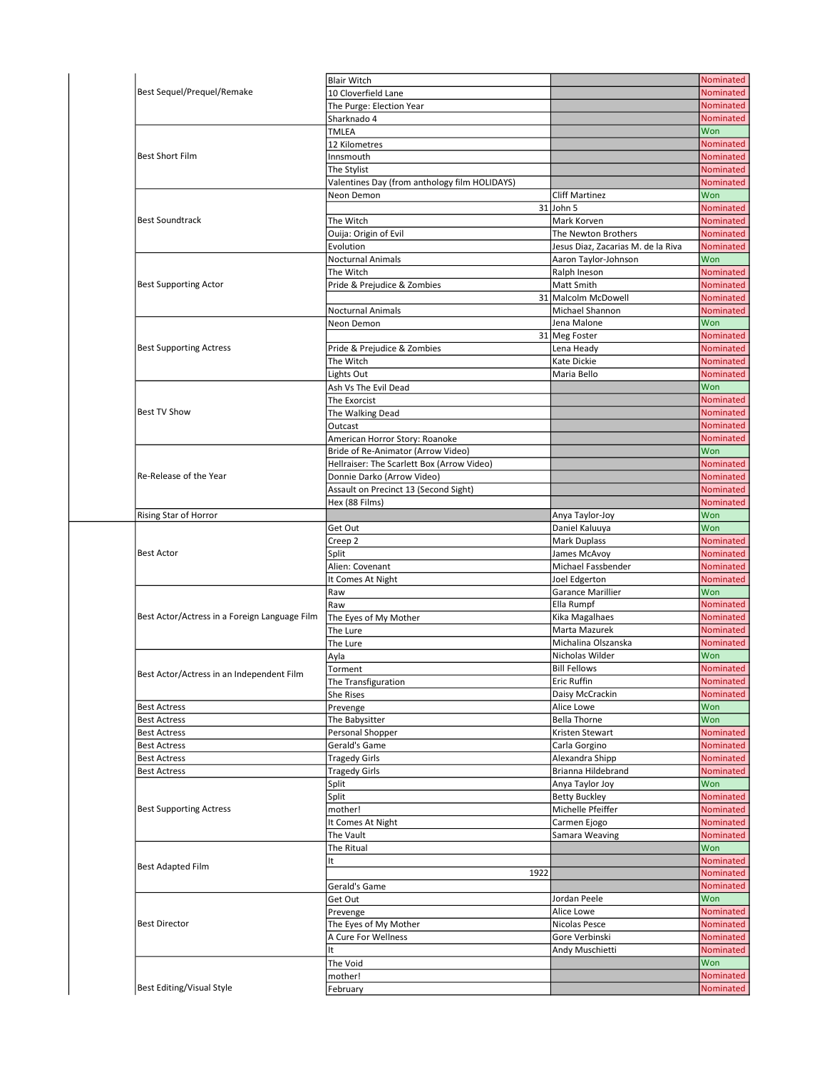| | Category | Film | Nominee | Result |
|---|---|---|---|---|
| | Best Sequel/Prequel/Remake | Blair Witch | | Nominated |
| | | 10 Cloverfield Lane | | Nominated |
| | | The Purge: Election Year | | Nominated |
| | | Sharknado 4 | | Nominated |
| | Best Short Film | TMLEA | | Won |
| | | 12 Kilometres | | Nominated |
| | | Innsmouth | | Nominated |
| | | The Stylist | | Nominated |
| | | Valentines Day (from anthology film HOLIDAYS) | | Nominated |
| | Best Soundtrack | Neon Demon | Cliff Martinez | Won |
| | | 31 | John 5 | Nominated |
| | | The Witch | Mark Korven | Nominated |
| | | Ouija: Origin of Evil | The Newton Brothers | Nominated |
| | | Evolution | Jesus Diaz, Zacarias M. de la Riva | Nominated |
| | Best Supporting Actor | Nocturnal Animals | Aaron Taylor-Johnson | Won |
| | | The Witch | Ralph Ineson | Nominated |
| | | Pride & Prejudice & Zombies | Matt Smith | Nominated |
| | | 31 | Malcolm McDowell | Nominated |
| | | Nocturnal Animals | Michael Shannon | Nominated |
| | Best Supporting Actress | Neon Demon | Jena Malone | Won |
| | | 31 | Meg Foster | Nominated |
| | | Pride & Prejudice & Zombies | Lena Heady | Nominated |
| | | The Witch | Kate Dickie | Nominated |
| | | Lights Out | Maria Bello | Nominated |
| | Best TV Show | Ash Vs The Evil Dead | | Won |
| | | The Exorcist | | Nominated |
| | | The Walking Dead | | Nominated |
| | | Outcast | | Nominated |
| | | American Horror Story: Roanoke | | Nominated |
| | Re-Release of the Year | Bride of Re-Animator (Arrow Video) | | Won |
| | | Hellraiser: The Scarlett Box (Arrow Video) | | Nominated |
| | | Donnie Darko (Arrow Video) | | Nominated |
| | | Assault on Precinct 13 (Second Sight) | | Nominated |
| | | Hex (88 Films) | | Nominated |
| | Rising Star of Horror | | Anya Taylor-Joy | Won |
| | Best Actor | Get Out | Daniel Kaluuya | Won |
| | | Creep 2 | Mark Duplass | Nominated |
| | | Split | James McAvoy | Nominated |
| | | Alien: Covenant | Michael Fassbender | Nominated |
| | | It Comes At Night | Joel Edgerton | Nominated |
| | Best Actor/Actress in a Foreign Language Film | Raw | Garance Marillier | Won |
| | | Raw | Ella Rumpf | Nominated |
| | | The Eyes of My Mother | Kika Magalhaes | Nominated |
| | | The Lure | Marta Mazurek | Nominated |
| | | The Lure | Michalina Olszanska | Nominated |
| | Best Actor/Actress in an Independent Film | Ayla | Nicholas Wilder | Won |
| | | Torment | Bill Fellows | Nominated |
| | | The Transfiguration | Eric Ruffin | Nominated |
| | | She Rises | Daisy McCrackin | Nominated |
| | Best Actress | Prevenge | Alice Lowe | Won |
| | Best Actress | The Babysitter | Bella Thorne | Won |
| | Best Actress | Personal Shopper | Kristen Stewart | Nominated |
| | Best Actress | Gerald's Game | Carla Gorgino | Nominated |
| | Best Actress | Tragedy Girls | Alexandra Shipp | Nominated |
| | Best Actress | Tragedy Girls | Brianna Hildebrand | Nominated |
| | Best Supporting Actress | Split | Anya Taylor Joy | Won |
| | | Split | Betty Buckley | Nominated |
| | | mother! | Michelle Pfeiffer | Nominated |
| | | It Comes At Night | Carmen Ejogo | Nominated |
| | | The Vault | Samara Weaving | Nominated |
| | Best Adapted Film | The Ritual | | Won |
| | | It | | Nominated |
| | | 1922 | | Nominated |
| | | Gerald's Game | | Nominated |
| | Best Director | Get Out | Jordan Peele | Won |
| | | Prevenge | Alice Lowe | Nominated |
| | | The Eyes of My Mother | Nicolas Pesce | Nominated |
| | | A Cure For Wellness | Gore Verbinski | Nominated |
| | | It | Andy Muschietti | Nominated |
| | Best Editing/Visual Style | The Void | | Won |
| | | mother! | | Nominated |
| | | February | | Nominated |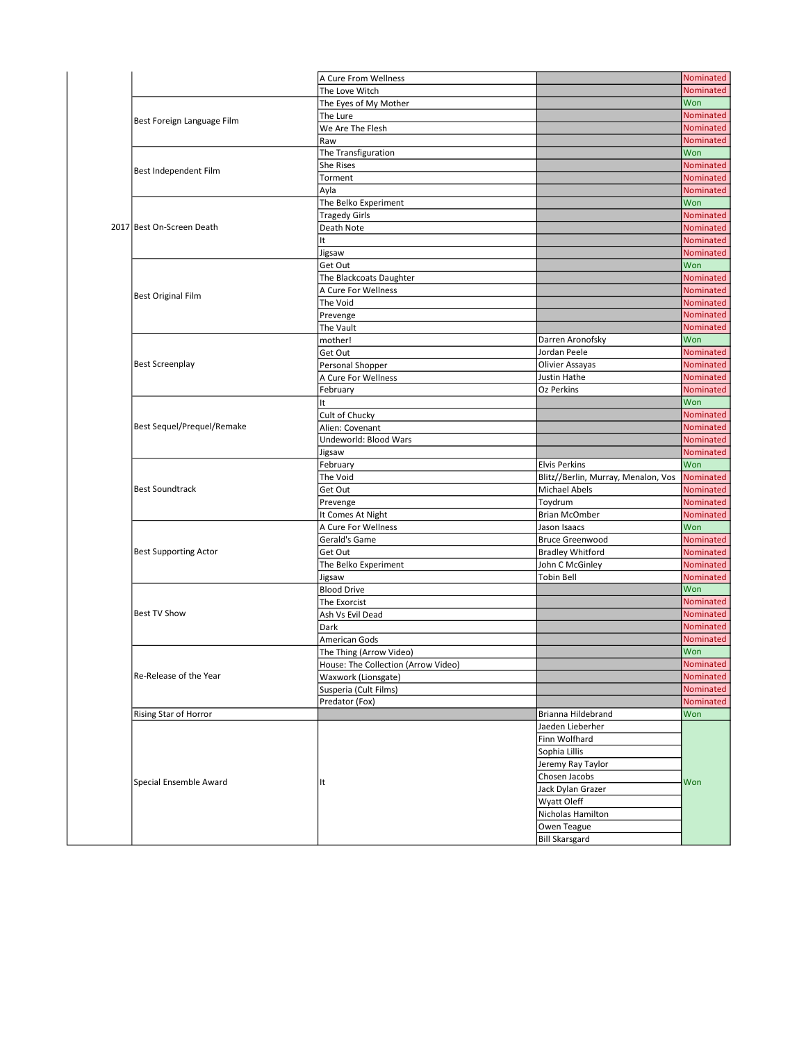| | | | | |
|---|---|---|---|---|
| | | A Cure From Wellness | | Nominated |
| | | The Love Witch | | Nominated |
| | Best Foreign Language Film | The Eyes of My Mother | | Won |
| | | The Lure | | Nominated |
| | | We Are The Flesh | | Nominated |
| | | Raw | | Nominated |
| | Best Independent Film | The Transfiguration | | Won |
| | | She Rises | | Nominated |
| | | Torment | | Nominated |
| | | Ayla | | Nominated |
| 2017 | Best On-Screen Death | The Belko Experiment | | Won |
| | | Tragedy Girls | | Nominated |
| | | Death Note | | Nominated |
| | | It | | Nominated |
| | | Jigsaw | | Nominated |
| | Best Original Film | Get Out | | Won |
| | | The Blackcoats Daughter | | Nominated |
| | | A Cure For Wellness | | Nominated |
| | | The Void | | Nominated |
| | | Prevenge | | Nominated |
| | | The Vault | | Nominated |
| | Best Screenplay | mother! | Darren Aronofsky | Won |
| | | Get Out | Jordan Peele | Nominated |
| | | Personal Shopper | Olivier Assayas | Nominated |
| | | A Cure For Wellness | Justin Hathe | Nominated |
| | | February | Oz Perkins | Nominated |
| | Best Sequel/Prequel/Remake | It | | Won |
| | | Cult of Chucky | | Nominated |
| | | Alien: Covenant | | Nominated |
| | | Undeworld: Blood Wars | | Nominated |
| | | Jigsaw | | Nominated |
| | Best Soundtrack | February | Elvis Perkins | Won |
| | | The Void | Blitz//Berlin, Murray, Menalon, Vos | Nominated |
| | | Get Out | Michael Abels | Nominated |
| | | Prevenge | Toydrum | Nominated |
| | | It Comes At Night | Brian McOmber | Nominated |
| | Best Supporting Actor | A Cure For Wellness | Jason Isaacs | Won |
| | | Gerald's Game | Bruce Greenwood | Nominated |
| | | Get Out | Bradley Whitford | Nominated |
| | | The Belko Experiment | John C McGinley | Nominated |
| | | Jigsaw | Tobin Bell | Nominated |
| | Best TV Show | Blood Drive | | Won |
| | | The Exorcist | | Nominated |
| | | Ash Vs Evil Dead | | Nominated |
| | | Dark | | Nominated |
| | | American Gods | | Nominated |
| | Re-Release of the Year | The Thing (Arrow Video) | | Won |
| | | House: The Collection (Arrow Video) | | Nominated |
| | | Waxwork (Lionsgate) | | Nominated |
| | | Susperia (Cult Films) | | Nominated |
| | | Predator (Fox) | | Nominated |
| | Rising Star of Horror | | Brianna Hildebrand | Won |
| | Special Ensemble Award | It | Jaeden Lieberher | Won |
| | | | Finn Wolfhard | |
| | | | Sophia Lillis | |
| | | | Jeremy Ray Taylor | |
| | | | Chosen Jacobs | |
| | | | Jack Dylan Grazer | |
| | | | Wyatt Oleff | |
| | | | Nicholas Hamilton | |
| | | | Owen Teague | |
| | | | Bill Skarsgard | |